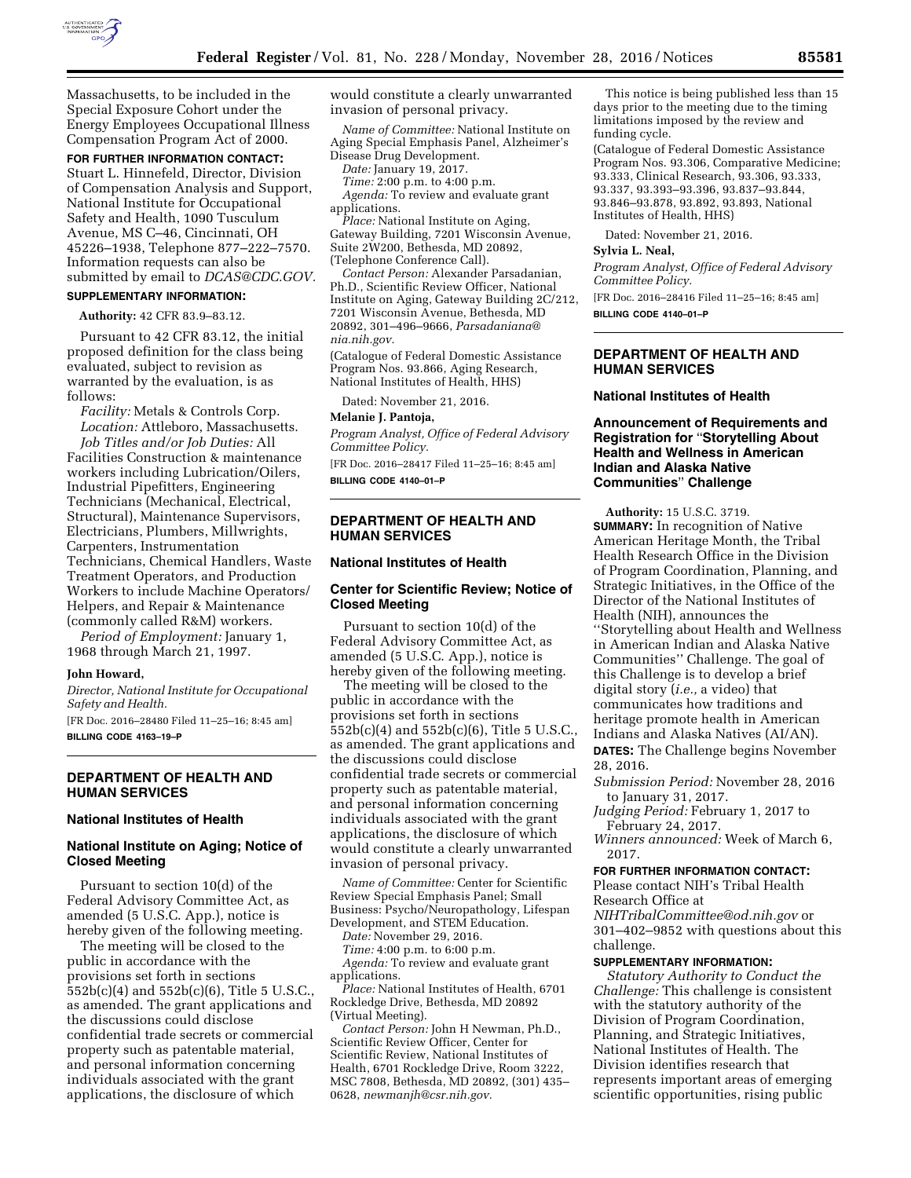Massachusetts, to be included in the Special Exposure Cohort under the Energy Employees Occupational Illness Compensation Program Act of 2000.

**FOR FURTHER INFORMATION CONTACT:** Stuart L. Hinnefeld, Director, Division of Compensation Analysis and Support, National Institute for Occupational Safety and Health, 1090 Tusculum Avenue, MS C–46, Cincinnati, OH 45226–1938, Telephone 877–222–7570. Information requests can also be submitted by email to *DCAS@CDC.GOV*.

**SUPPLEMENTARY INFORMATION:**

**Authority:** 42 CFR 83.9–83.12.

Pursuant to 42 CFR 83.12, the initial proposed definition for the class being evaluated, subject to revision as warranted by the evaluation, is as follows:

*Facility:* Metals & Controls Corp.

*Location:* Attleboro, Massachusetts.

*Job Titles and/or Job Duties:* All Facilities Construction & maintenance workers including Lubrication/Oilers, Industrial Pipefitters, Engineering Technicians (Mechanical, Electrical, Structural), Maintenance Supervisors, Electricians, Plumbers, Millwrights, Carpenters, Instrumentation Technicians, Chemical Handlers, Waste Treatment Operators, and Production Workers to include Machine Operators/ Helpers, and Repair & Maintenance (commonly called R&M) workers.

*Period of Employment:* January 1, 1968 through March 21, 1997.

**John Howard,**

*Director, National Institute for Occupational Safety and Health.*

[FR Doc. 2016–28480 Filed 11–25–16; 8:45 am]

**BILLING CODE 4163–19–P**

## DEPARTMENT OF HEALTH AND HUMAN SERVICES

### National Institutes of Health

### National Institute on Aging; Notice of Closed Meeting

Pursuant to section 10(d) of the Federal Advisory Committee Act, as amended (5 U.S.C. App.), notice is hereby given of the following meeting.

The meeting will be closed to the public in accordance with the provisions set forth in sections 552b(c)(4) and 552b(c)(6), Title 5 U.S.C., as amended. The grant applications and the discussions could disclose confidential trade secrets or commercial property such as patentable material, and personal information concerning individuals associated with the grant applications, the disclosure of which would constitute a clearly unwarranted invasion of personal privacy.

*Name of Committee:* National Institute on Aging Special Emphasis Panel, Alzheimer's Disease Drug Development.

*Date:* January 19, 2017.

*Time:* 2:00 p.m. to 4:00 p.m.

*Agenda:* To review and evaluate grant applications.

*Place:* National Institute on Aging, Gateway Building, 7201 Wisconsin Avenue, Suite 2W200, Bethesda, MD 20892, (Telephone Conference Call).

*Contact Person:* Alexander Parsadanian, Ph.D., Scientific Review Officer, National Institute on Aging, Gateway Building 2C/212, 7201 Wisconsin Avenue, Bethesda, MD 20892, 301–496–9666, *Parsadaniana@nia.nih.gov*.

(Catalogue of Federal Domestic Assistance Program Nos. 93.866, Aging Research, National Institutes of Health, HHS)

Dated: November 21, 2016.

**Melanie J. Pantoja,**

*Program Analyst, Office of Federal Advisory Committee Policy.*

[FR Doc. 2016–28417 Filed 11–25–16; 8:45 am]

**BILLING CODE 4140–01–P**

## DEPARTMENT OF HEALTH AND HUMAN SERVICES

### National Institutes of Health

### Center for Scientific Review; Notice of Closed Meeting

Pursuant to section 10(d) of the Federal Advisory Committee Act, as amended (5 U.S.C. App.), notice is hereby given of the following meeting.

The meeting will be closed to the public in accordance with the provisions set forth in sections 552b(c)(4) and 552b(c)(6), Title 5 U.S.C., as amended. The grant applications and the discussions could disclose confidential trade secrets or commercial property such as patentable material, and personal information concerning individuals associated with the grant applications, the disclosure of which would constitute a clearly unwarranted invasion of personal privacy.

*Name of Committee:* Center for Scientific Review Special Emphasis Panel; Small Business: Psycho/Neuropathology, Lifespan Development, and STEM Education.

*Date:* November 29, 2016.

*Time:* 4:00 p.m. to 6:00 p.m.

*Agenda:* To review and evaluate grant applications.

*Place:* National Institutes of Health, 6701 Rockledge Drive, Bethesda, MD 20892 (Virtual Meeting).

*Contact Person:* John H Newman, Ph.D., Scientific Review Officer, Center for Scientific Review, National Institutes of Health, 6701 Rockledge Drive, Room 3222, MSC 7808, Bethesda, MD 20892, (301) 435–0628, *newmanjh@csr.nih.gov*.

This notice is being published less than 15 days prior to the meeting due to the timing limitations imposed by the review and funding cycle.

(Catalogue of Federal Domestic Assistance Program Nos. 93.306, Comparative Medicine; 93.333, Clinical Research, 93.306, 93.333, 93.337, 93.393–93.396, 93.837–93.844, 93.846–93.878, 93.892, 93.893, National Institutes of Health, HHS)

Dated: November 21, 2016.

**Sylvia L. Neal,**

*Program Analyst, Office of Federal Advisory Committee Policy.*

[FR Doc. 2016–28416 Filed 11–25–16; 8:45 am]

**BILLING CODE 4140–01–P**

## DEPARTMENT OF HEALTH AND HUMAN SERVICES

### National Institutes of Health

### Announcement of Requirements and Registration for "Storytelling About Health and Wellness in American Indian and Alaska Native Communities" Challenge

**Authority:** 15 U.S.C. 3719.

**SUMMARY:** In recognition of Native American Heritage Month, the Tribal Health Research Office in the Division of Program Coordination, Planning, and Strategic Initiatives, in the Office of the Director of the National Institutes of Health (NIH), announces the "Storytelling about Health and Wellness in American Indian and Alaska Native Communities" Challenge. The goal of this Challenge is to develop a brief digital story (*i.e.,* a video) that communicates how traditions and heritage promote health in American Indians and Alaska Natives (AI/AN).

**DATES:** The Challenge begins November 28, 2016.

*Submission Period:* November 28, 2016 to January 31, 2017.

*Judging Period:* February 1, 2017 to February 24, 2017.

*Winners announced:* Week of March 6, 2017.

**FOR FURTHER INFORMATION CONTACT:** Please contact NIH's Tribal Health Research Office at *NIHTribalCommittee@od.nih.gov* or 301–402–9852 with questions about this challenge.

**SUPPLEMENTARY INFORMATION:**

*Statutory Authority to Conduct the Challenge:* This challenge is consistent with the statutory authority of the Division of Program Coordination, Planning, and Strategic Initiatives, National Institutes of Health. The Division identifies research that represents important areas of emerging scientific opportunities, rising public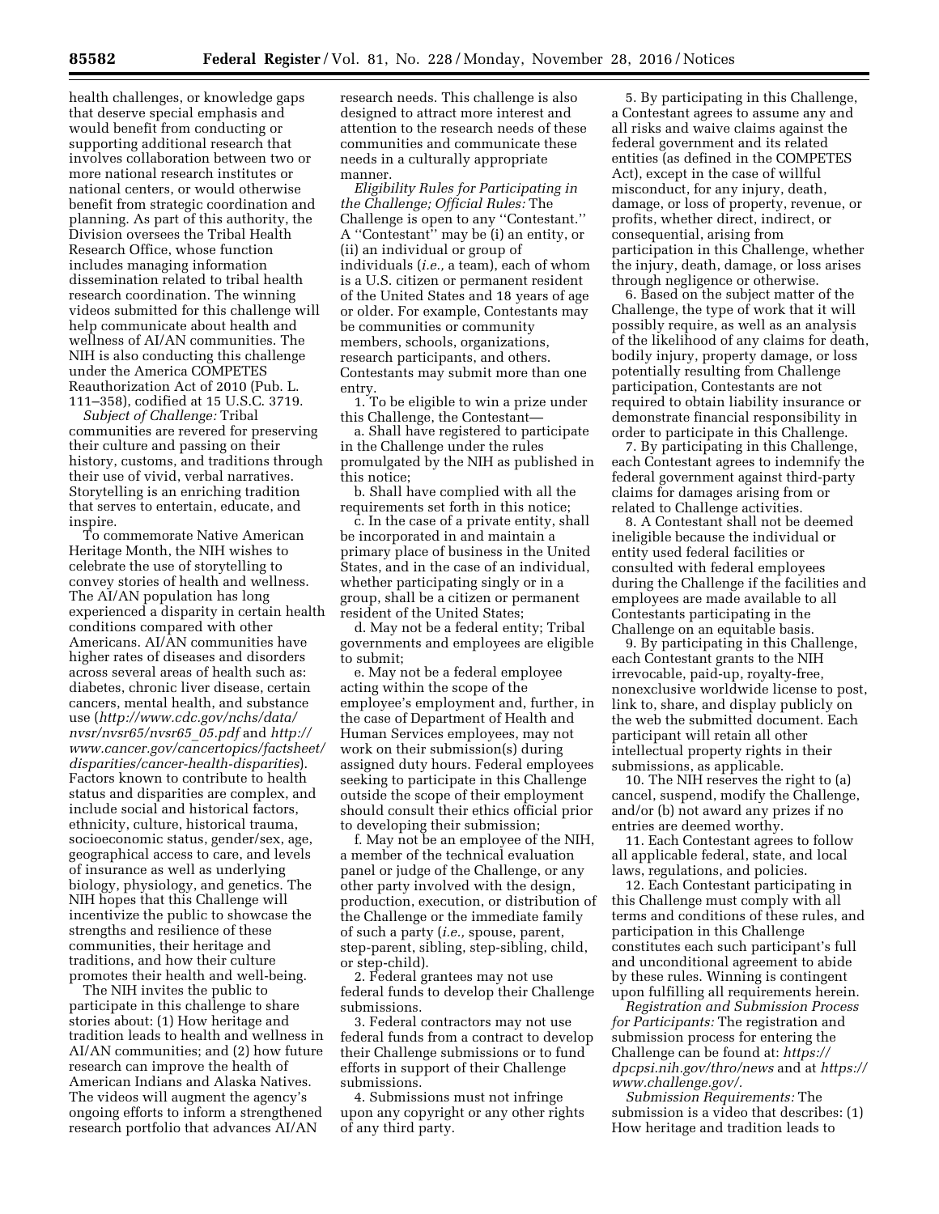health challenges, or knowledge gaps that deserve special emphasis and would benefit from conducting or supporting additional research that involves collaboration between two or more national research institutes or national centers, or would otherwise benefit from strategic coordination and planning. As part of this authority, the Division oversees the Tribal Health Research Office, whose function includes managing information dissemination related to tribal health research coordination. The winning videos submitted for this challenge will help communicate about health and wellness of AI/AN communities. The NIH is also conducting this challenge under the America COMPETES Reauthorization Act of 2010 (Pub. L. 111–358), codified at 15 U.S.C. 3719.

*Subject of Challenge:* Tribal communities are revered for preserving their culture and passing on their history, customs, and traditions through their use of vivid, verbal narratives. Storytelling is an enriching tradition that serves to entertain, educate, and inspire.

To commemorate Native American Heritage Month, the NIH wishes to celebrate the use of storytelling to convey stories of health and wellness. The AI/AN population has long experienced a disparity in certain health conditions compared with other Americans. AI/AN communities have higher rates of diseases and disorders across several areas of health such as: diabetes, chronic liver disease, certain cancers, mental health, and substance use (*http://www.cdc.gov/nchs/data/nvsr/nvsr65/nvsr65_05.pdf* and *http://www.cancer.gov/cancertopics/factsheet/disparities/cancer-health-disparities*). Factors known to contribute to health status and disparities are complex, and include social and historical factors, ethnicity, culture, historical trauma, socioeconomic status, gender/sex, age, geographical access to care, and levels of insurance as well as underlying biology, physiology, and genetics. The NIH hopes that this Challenge will incentivize the public to showcase the strengths and resilience of these communities, their heritage and traditions, and how their culture promotes their health and well-being.

The NIH invites the public to participate in this challenge to share stories about: (1) How heritage and tradition leads to health and wellness in AI/AN communities; and (2) how future research can improve the health of American Indians and Alaska Natives. The videos will augment the agency's ongoing efforts to inform a strengthened research portfolio that advances AI/AN research needs. This challenge is also designed to attract more interest and attention to the research needs of these communities and communicate these needs in a culturally appropriate manner.

*Eligibility Rules for Participating in the Challenge; Official Rules:* The Challenge is open to any "Contestant." A "Contestant" may be (i) an entity, or (ii) an individual or group of individuals (*i.e.,* a team), each of whom is a U.S. citizen or permanent resident of the United States and 18 years of age or older. For example, Contestants may be communities or community members, schools, organizations, research participants, and others. Contestants may submit more than one entry.

1. To be eligible to win a prize under this Challenge, the Contestant—

a. Shall have registered to participate in the Challenge under the rules promulgated by the NIH as published in this notice;

b. Shall have complied with all the requirements set forth in this notice;

c. In the case of a private entity, shall be incorporated in and maintain a primary place of business in the United States, and in the case of an individual, whether participating singly or in a group, shall be a citizen or permanent resident of the United States;

d. May not be a federal entity; Tribal governments and employees are eligible to submit;

e. May not be a federal employee acting within the scope of the employee's employment and, further, in the case of Department of Health and Human Services employees, may not work on their submission(s) during assigned duty hours. Federal employees seeking to participate in this Challenge outside the scope of their employment should consult their ethics official prior to developing their submission;

f. May not be an employee of the NIH, a member of the technical evaluation panel or judge of the Challenge, or any other party involved with the design, production, execution, or distribution of the Challenge or the immediate family of such a party (*i.e.,* spouse, parent, step-parent, sibling, step-sibling, child, or step-child).

2. Federal grantees may not use federal funds to develop their Challenge submissions.

3. Federal contractors may not use federal funds from a contract to develop their Challenge submissions or to fund efforts in support of their Challenge submissions.

4. Submissions must not infringe upon any copyright or any other rights of any third party.

5. By participating in this Challenge, a Contestant agrees to assume any and all risks and waive claims against the federal government and its related entities (as defined in the COMPETES Act), except in the case of willful misconduct, for any injury, death, damage, or loss of property, revenue, or profits, whether direct, indirect, or consequential, arising from participation in this Challenge, whether the injury, death, damage, or loss arises through negligence or otherwise.

6. Based on the subject matter of the Challenge, the type of work that it will possibly require, as well as an analysis of the likelihood of any claims for death, bodily injury, property damage, or loss potentially resulting from Challenge participation, Contestants are not required to obtain liability insurance or demonstrate financial responsibility in order to participate in this Challenge.

7. By participating in this Challenge, each Contestant agrees to indemnify the federal government against third-party claims for damages arising from or related to Challenge activities.

8. A Contestant shall not be deemed ineligible because the individual or entity used federal facilities or consulted with federal employees during the Challenge if the facilities and employees are made available to all Contestants participating in the Challenge on an equitable basis.

9. By participating in this Challenge, each Contestant grants to the NIH irrevocable, paid-up, royalty-free, nonexclusive worldwide license to post, link to, share, and display publicly on the web the submitted document. Each participant will retain all other intellectual property rights in their submissions, as applicable.

10. The NIH reserves the right to (a) cancel, suspend, modify the Challenge, and/or (b) not award any prizes if no entries are deemed worthy.

11. Each Contestant agrees to follow all applicable federal, state, and local laws, regulations, and policies.

12. Each Contestant participating in this Challenge must comply with all terms and conditions of these rules, and participation in this Challenge constitutes each such participant's full and unconditional agreement to abide by these rules. Winning is contingent upon fulfilling all requirements herein.

*Registration and Submission Process for Participants:* The registration and submission process for entering the Challenge can be found at: *https://dpcpsi.nih.gov/thro/news* and at *https://www.challenge.gov/*.

*Submission Requirements:* The submission is a video that describes: (1) How heritage and tradition leads to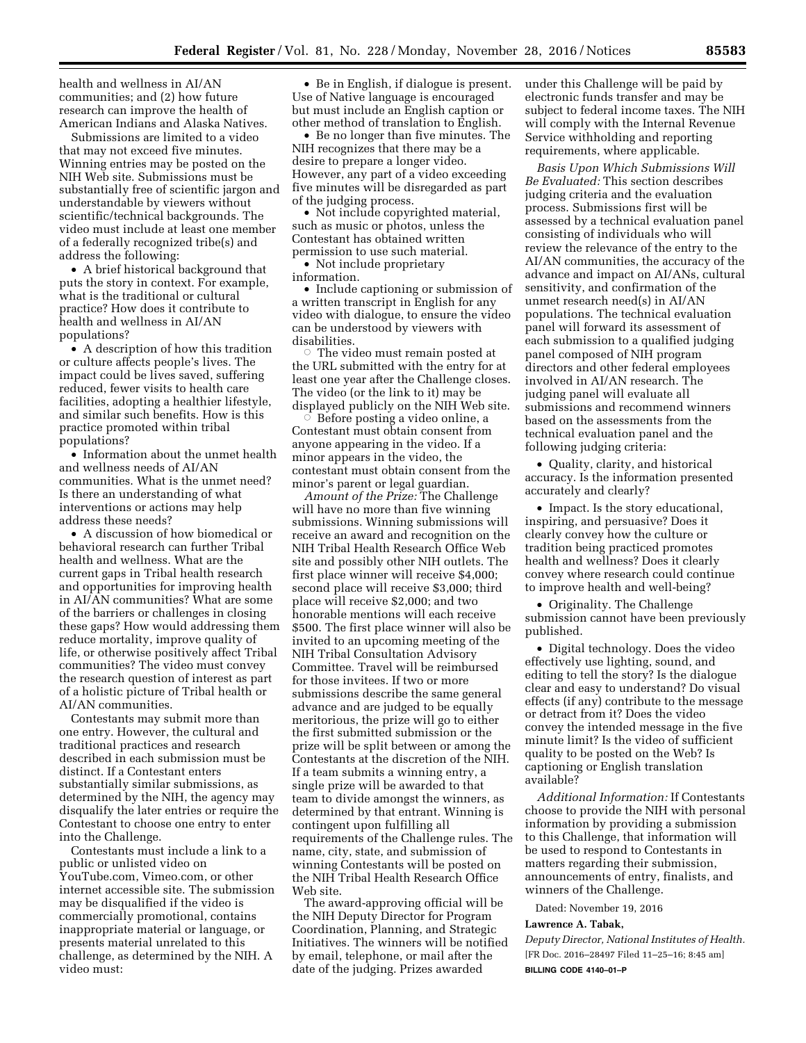health and wellness in AI/AN communities; and (2) how future research can improve the health of American Indians and Alaska Natives.

Submissions are limited to a video that may not exceed five minutes. Winning entries may be posted on the NIH Web site. Submissions must be substantially free of scientific jargon and understandable by viewers without scientific/technical backgrounds. The video must include at least one member of a federally recognized tribe(s) and address the following:

- A brief historical background that puts the story in context. For example, what is the traditional or cultural practice? How does it contribute to health and wellness in AI/AN populations?
- A description of how this tradition or culture affects people's lives. The impact could be lives saved, suffering reduced, fewer visits to health care facilities, adopting a healthier lifestyle, and similar such benefits. How is this practice promoted within tribal populations?
- Information about the unmet health and wellness needs of AI/AN communities. What is the unmet need? Is there an understanding of what interventions or actions may help address these needs?
- A discussion of how biomedical or behavioral research can further Tribal health and wellness. What are the current gaps in Tribal health research and opportunities for improving health in AI/AN communities? What are some of the barriers or challenges in closing these gaps? How would addressing them reduce mortality, improve quality of life, or otherwise positively affect Tribal communities? The video must convey the research question of interest as part of a holistic picture of Tribal health or AI/AN communities.

Contestants may submit more than one entry. However, the cultural and traditional practices and research described in each submission must be distinct. If a Contestant enters substantially similar submissions, as determined by the NIH, the agency may disqualify the later entries or require the Contestant to choose one entry to enter into the Challenge.

Contestants must include a link to a public or unlisted video on YouTube.com, Vimeo.com, or other internet accessible site. The submission may be disqualified if the video is commercially promotional, contains inappropriate material or language, or presents material unrelated to this challenge, as determined by the NIH. A video must:

- Be in English, if dialogue is present. Use of Native language is encouraged but must include an English caption or other method of translation to English.
- Be no longer than five minutes. The NIH recognizes that there may be a desire to prepare a longer video. However, any part of a video exceeding five minutes will be disregarded as part of the judging process.
- Not include copyrighted material, such as music or photos, unless the Contestant has obtained written permission to use such material.
- Not include proprietary information.
- Include captioning or submission of a written transcript in English for any video with dialogue, to ensure the video can be understood by viewers with disabilities.
  - The video must remain posted at the URL submitted with the entry for at least one year after the Challenge closes. The video (or the link to it) may be displayed publicly on the NIH Web site.
  - Before posting a video online, a Contestant must obtain consent from anyone appearing in the video. If a minor appears in the video, the contestant must obtain consent from the minor's parent or legal guardian.

*Amount of the Prize:* The Challenge will have no more than five winning submissions. Winning submissions will receive an award and recognition on the NIH Tribal Health Research Office Web site and possibly other NIH outlets. The first place winner will receive $4,000; second place will receive $3,000; third place will receive $2,000; and two honorable mentions will each receive $500. The first place winner will also be invited to an upcoming meeting of the NIH Tribal Consultation Advisory Committee. Travel will be reimbursed for those invitees. If two or more submissions describe the same general advance and are judged to be equally meritorious, the prize will go to either the first submitted submission or the prize will be split between or among the Contestants at the discretion of the NIH. If a team submits a winning entry, a single prize will be awarded to that team to divide amongst the winners, as determined by that entrant. Winning is contingent upon fulfilling all requirements of the Challenge rules. The name, city, state, and submission of winning Contestants will be posted on the NIH Tribal Health Research Office Web site.

The award-approving official will be the NIH Deputy Director for Program Coordination, Planning, and Strategic Initiatives. The winners will be notified by email, telephone, or mail after the date of the judging. Prizes awarded under this Challenge will be paid by electronic funds transfer and may be subject to federal income taxes. The NIH will comply with the Internal Revenue Service withholding and reporting requirements, where applicable.

*Basis Upon Which Submissions Will Be Evaluated:* This section describes judging criteria and the evaluation process. Submissions first will be assessed by a technical evaluation panel consisting of individuals who will review the relevance of the entry to the AI/AN communities, the accuracy of the advance and impact on AI/ANs, cultural sensitivity, and confirmation of the unmet research need(s) in AI/AN populations. The technical evaluation panel will forward its assessment of each submission to a qualified judging panel composed of NIH program directors and other federal employees involved in AI/AN research. The judging panel will evaluate all submissions and recommend winners based on the assessments from the technical evaluation panel and the following judging criteria:

- Quality, clarity, and historical accuracy. Is the information presented accurately and clearly?
- Impact. Is the story educational, inspiring, and persuasive? Does it clearly convey how the culture or tradition being practiced promotes health and wellness? Does it clearly convey where research could continue to improve health and well-being?
- Originality. The Challenge submission cannot have been previously published.
- Digital technology. Does the video effectively use lighting, sound, and editing to tell the story? Is the dialogue clear and easy to understand? Do visual effects (if any) contribute to the message or detract from it? Does the video convey the intended message in the five minute limit? Is the video of sufficient quality to be posted on the Web? Is captioning or English translation available?

*Additional Information:* If Contestants choose to provide the NIH with personal information by providing a submission to this Challenge, that information will be used to respond to Contestants in matters regarding their submission, announcements of entry, finalists, and winners of the Challenge.

Dated: November 19, 2016

**Lawrence A. Tabak,**

*Deputy Director, National Institutes of Health.*

[FR Doc. 2016–28497 Filed 11–25–16; 8:45 am]

**BILLING CODE 4140–01–P**